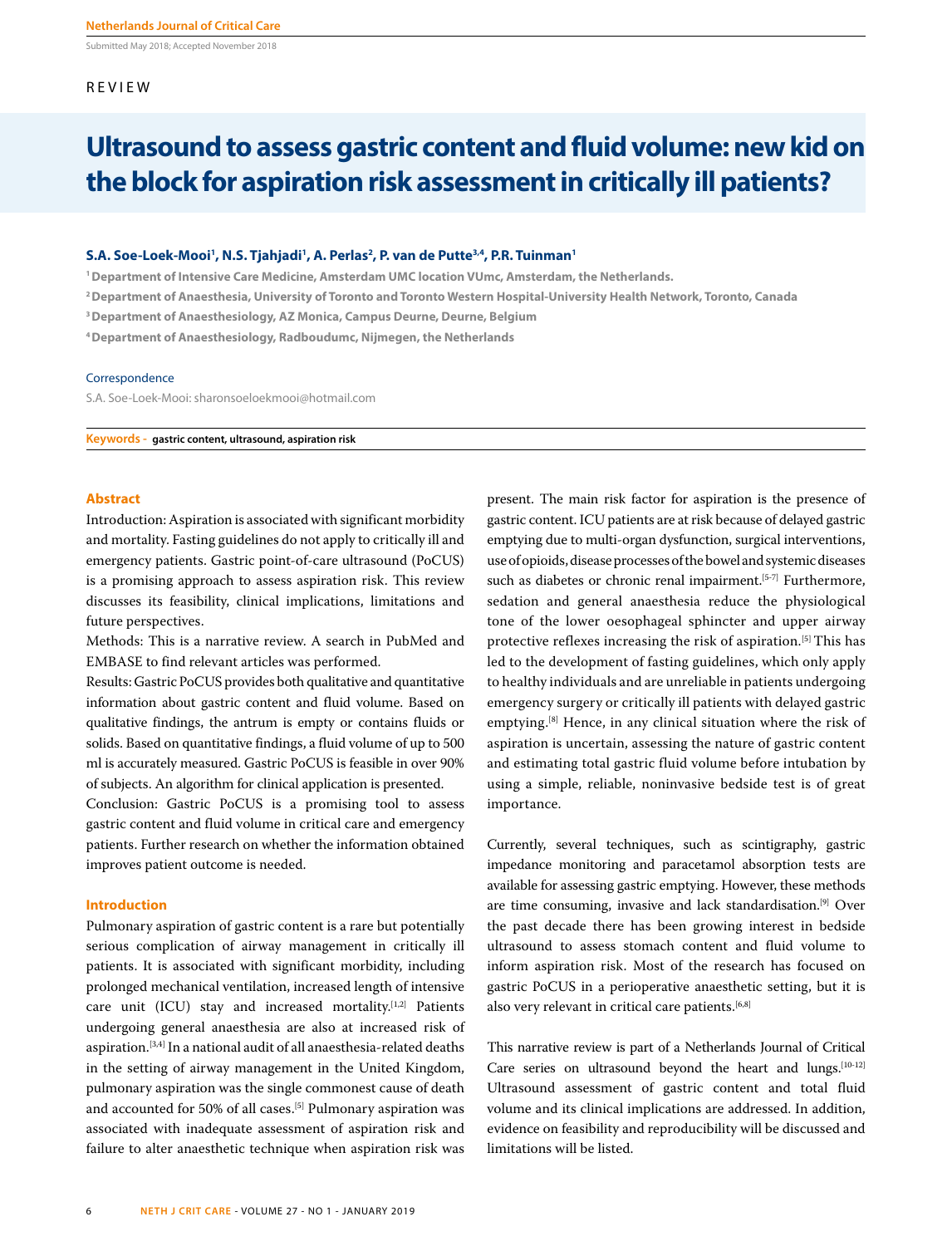Submitted May 2018; Accepted November 2018

REVIEW

# Ultrasound to assess gastric content and fluid volume: new kid on the block for aspiration risk assessment in critically ill patients?

**S.A. Soe-Loek-Mooi[1], N.S. Tjahjadi[1], A. Perlas[2], P. van de Putte[3,4], P.R. Tuinman[1]**

[1] Department of Intensive Care Medicine, Amsterdam UMC location VUmc, Amsterdam, the Netherlands.

[2] Department of Anaesthesia, University of Toronto and Toronto Western Hospital-University Health Network, Toronto, Canada

[3] Department of Anaesthesiology, AZ Monica, Campus Deurne, Deurne, Belgium

[4] Department of Anaesthesiology, Radboudumc, Nijmegen, the Netherlands

Correspondence

S.A. Soe-Loek-Mooi: sharonsoeloekmooi@hotmail.com

**Keywords -** **gastric content, ultrasound, aspiration risk**

## Abstract

Introduction: Aspiration is associated with significant morbidity and mortality. Fasting guidelines do not apply to critically ill and emergency patients. Gastric point-of-care ultrasound (PoCUS) is a promising approach to assess aspiration risk. This review discusses its feasibility, clinical implications, limitations and future perspectives.

Methods: This is a narrative review. A search in PubMed and EMBASE to find relevant articles was performed.

Results: Gastric PoCUS provides both qualitative and quantitative information about gastric content and fluid volume. Based on qualitative findings, the antrum is empty or contains fluids or solids. Based on quantitative findings, a fluid volume of up to 500 ml is accurately measured. Gastric PoCUS is feasible in over 90% of subjects. An algorithm for clinical application is presented.

Conclusion: Gastric PoCUS is a promising tool to assess gastric content and fluid volume in critical care and emergency patients. Further research on whether the information obtained improves patient outcome is needed.

## Introduction

Pulmonary aspiration of gastric content is a rare but potentially serious complication of airway management in critically ill patients. It is associated with significant morbidity, including prolonged mechanical ventilation, increased length of intensive care unit (ICU) stay and increased mortality.[1,2] Patients undergoing general anaesthesia are also at increased risk of aspiration.[3,4] In a national audit of all anaesthesia-related deaths in the setting of airway management in the United Kingdom, pulmonary aspiration was the single commonest cause of death and accounted for 50% of all cases.[5] Pulmonary aspiration was associated with inadequate assessment of aspiration risk and failure to alter anaesthetic technique when aspiration risk was present. The main risk factor for aspiration is the presence of gastric content. ICU patients are at risk because of delayed gastric emptying due to multi-organ dysfunction, surgical interventions, use of opioids, disease processes of the bowel and systemic diseases such as diabetes or chronic renal impairment.[5-7] Furthermore, sedation and general anaesthesia reduce the physiological tone of the lower oesophageal sphincter and upper airway protective reflexes increasing the risk of aspiration.[5] This has led to the development of fasting guidelines, which only apply to healthy individuals and are unreliable in patients undergoing emergency surgery or critically ill patients with delayed gastric emptying.[8] Hence, in any clinical situation where the risk of aspiration is uncertain, assessing the nature of gastric content and estimating total gastric fluid volume before intubation by using a simple, reliable, noninvasive bedside test is of great importance.

Currently, several techniques, such as scintigraphy, gastric impedance monitoring and paracetamol absorption tests are available for assessing gastric emptying. However, these methods are time consuming, invasive and lack standardisation.[9] Over the past decade there has been growing interest in bedside ultrasound to assess stomach content and fluid volume to inform aspiration risk. Most of the research has focused on gastric PoCUS in a perioperative anaesthetic setting, but it is also very relevant in critical care patients.[6,8]

This narrative review is part of a Netherlands Journal of Critical Care series on ultrasound beyond the heart and lungs.[10-12] Ultrasound assessment of gastric content and total fluid volume and its clinical implications are addressed. In addition, evidence on feasibility and reproducibility will be discussed and limitations will be listed.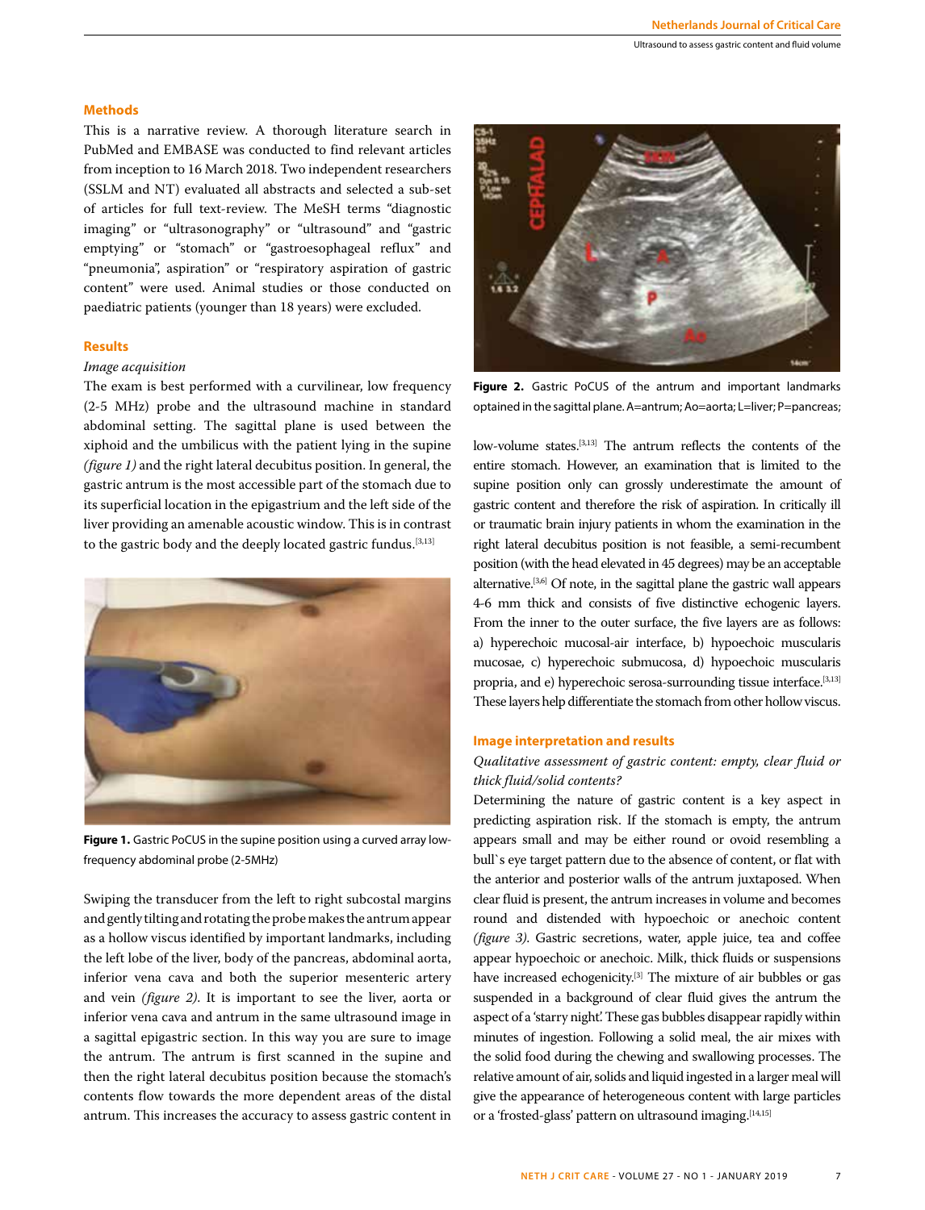## Methods

This is a narrative review. A thorough literature search in PubMed and EMBASE was conducted to find relevant articles from inception to 16 March 2018. Two independent researchers (SSLM and NT) evaluated all abstracts and selected a sub-set of articles for full text-review. The MeSH terms "diagnostic imaging" or "ultrasonography" or "ultrasound" and "gastric emptying" or "stomach" or "gastroesophageal reflux" and "pneumonia", aspiration" or "respiratory aspiration of gastric content" were used. Animal studies or those conducted on paediatric patients (younger than 18 years) were excluded.

## Results

### *Image acquisition*

The exam is best performed with a curvilinear, low frequency (2-5 MHz) probe and the ultrasound machine in standard abdominal setting. The sagittal plane is used between the xiphoid and the umbilicus with the patient lying in the supine *(figure 1)* and the right lateral decubitus position. In general, the gastric antrum is the most accessible part of the stomach due to its superficial location in the epigastrium and the left side of the liver providing an amenable acoustic window. This is in contrast to the gastric body and the deeply located gastric fundus.[3,13]

**Figure 1.** Gastric PoCUS in the supine position using a curved array low-frequency abdominal probe (2-5MHz)

Swiping the transducer from the left to right subcostal margins and gently tilting and rotating the probe makes the antrum appear as a hollow viscus identified by important landmarks, including the left lobe of the liver, body of the pancreas, abdominal aorta, inferior vena cava and both the superior mesenteric artery and vein *(figure 2)*. It is important to see the liver, aorta or inferior vena cava and antrum in the same ultrasound image in a sagittal epigastric section. In this way you are sure to image the antrum. The antrum is first scanned in the supine and then the right lateral decubitus position because the stomach's contents flow towards the more dependent areas of the distal antrum. This increases the accuracy to assess gastric content in low-volume states.[3,13] The antrum reflects the contents of the entire stomach. However, an examination that is limited to the supine position only can grossly underestimate the amount of gastric content and therefore the risk of aspiration. In critically ill or traumatic brain injury patients in whom the examination in the right lateral decubitus position is not feasible, a semi-recumbent position (with the head elevated in 45 degrees) may be an acceptable alternative.[3,6] Of note, in the sagittal plane the gastric wall appears 4-6 mm thick and consists of five distinctive echogenic layers. From the inner to the outer surface, the five layers are as follows: a) hyperechoic mucosal-air interface, b) hypoechoic muscularis mucosae, c) hyperechoic submucosa, d) hypoechoic muscularis propria, and e) hyperechoic serosa-surrounding tissue interface.[3,13] These layers help differentiate the stomach from other hollow viscus.

**Figure 2.** Gastric PoCUS of the antrum and important landmarks optained in the sagittal plane. A=antrum; Ao=aorta; L=liver; P=pancreas;

## Image interpretation and results

### *Qualitative assessment of gastric content: empty, clear fluid or thick fluid/solid contents?*

Determining the nature of gastric content is a key aspect in predicting aspiration risk. If the stomach is empty, the antrum appears small and may be either round or ovoid resembling a bull`s eye target pattern due to the absence of content, or flat with the anterior and posterior walls of the antrum juxtaposed. When clear fluid is present, the antrum increases in volume and becomes round and distended with hypoechoic or anechoic content *(figure 3)*. Gastric secretions, water, apple juice, tea and coffee appear hypoechoic or anechoic. Milk, thick fluids or suspensions have increased echogenicity.[3] The mixture of air bubbles or gas suspended in a background of clear fluid gives the antrum the aspect of a 'starry night.' These gas bubbles disappear rapidly within minutes of ingestion. Following a solid meal, the air mixes with the solid food during the chewing and swallowing processes. The relative amount of air, solids and liquid ingested in a larger meal will give the appearance of heterogeneous content with large particles or a 'frosted-glass' pattern on ultrasound imaging.[14,15]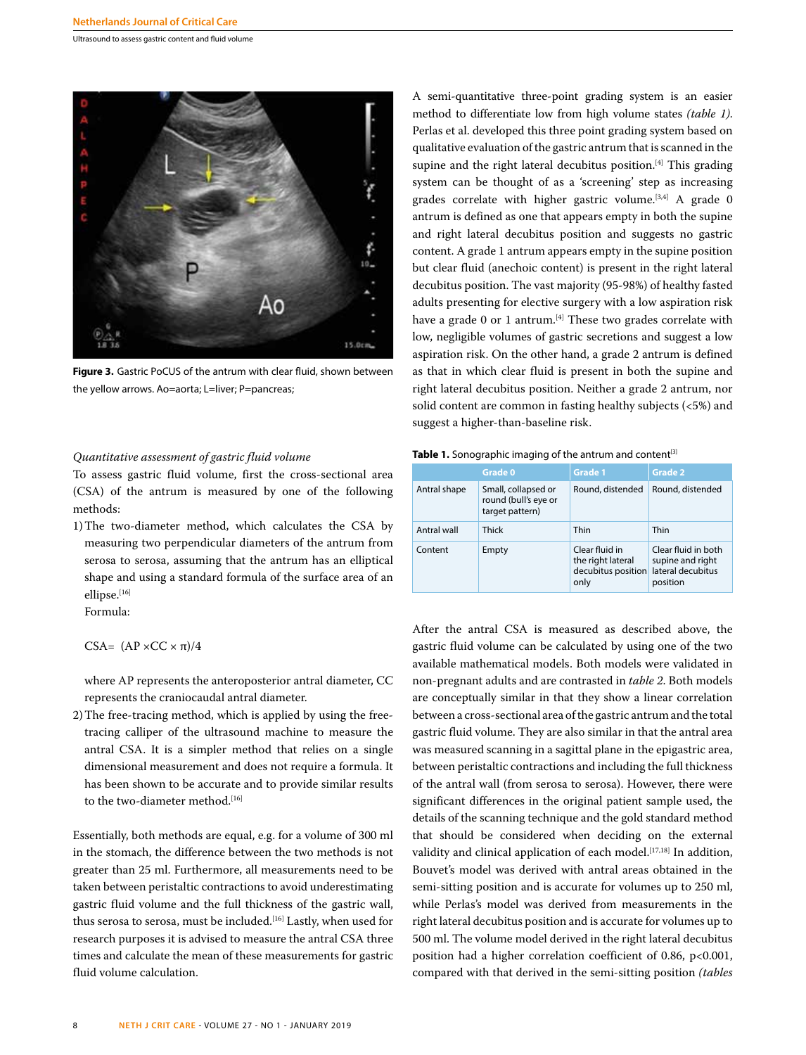Figure 3. Gastric PoCUS of the antrum with clear fluid, shown between the yellow arrows. Ao=aorta; L=liver; P=pancreas;

*Quantitative assessment of gastric fluid volume*

To assess gastric fluid volume, first the cross-sectional area (CSA) of the antrum is measured by one of the following methods:

1) The two-diameter method, which calculates the CSA by measuring two perpendicular diameters of the antrum from serosa to serosa, assuming that the antrum has an elliptical shape and using a standard formula of the surface area of an ellipse.[16]

   Formula:

   $$CSA = (AP \times CC \times \pi)/4$$

   where AP represents the anteroposterior antral diameter, CC represents the craniocaudal antral diameter.

2) The free-tracing method, which is applied by using the free-tracing calliper of the ultrasound machine to measure the antral CSA. It is a simpler method that relies on a single dimensional measurement and does not require a formula. It has been shown to be accurate and to provide similar results to the two-diameter method.[16]

Essentially, both methods are equal, e.g. for a volume of 300 ml in the stomach, the difference between the two methods is not greater than 25 ml. Furthermore, all measurements need to be taken between peristaltic contractions to avoid underestimating gastric fluid volume and the full thickness of the gastric wall, thus serosa to serosa, must be included.[16] Lastly, when used for research purposes it is advised to measure the antral CSA three times and calculate the mean of these measurements for gastric fluid volume calculation.

A semi-quantitative three-point grading system is an easier method to differentiate low from high volume states *(table 1)*. Perlas et al. developed this three point grading system based on qualitative evaluation of the gastric antrum that is scanned in the supine and the right lateral decubitus position.[4] This grading system can be thought of as a 'screening' step as increasing grades correlate with higher gastric volume.[3,4] A grade 0 antrum is defined as one that appears empty in both the supine and right lateral decubitus position and suggests no gastric content. A grade 1 antrum appears empty in the supine position but clear fluid (anechoic content) is present in the right lateral decubitus position. The vast majority (95-98%) of healthy fasted adults presenting for elective surgery with a low aspiration risk have a grade 0 or 1 antrum.[4] These two grades correlate with low, negligible volumes of gastric secretions and suggest a low aspiration risk. On the other hand, a grade 2 antrum is defined as that in which clear fluid is present in both the supine and right lateral decubitus position. Neither a grade 2 antrum, nor solid content are common in fasting healthy subjects (<5%) and suggest a higher-than-baseline risk.

**Table 1.** Sonographic imaging of the antrum and content[3]

| | Grade 0 | Grade 1 | Grade 2 |
|---|---|---|---|
| Antral shape | Small, collapsed or round (bull's eye or target pattern) | Round, distended | Round, distended |
| Antral wall | Thick | Thin | Thin |
| Content | Empty | Clear fluid in the right lateral decubitus position only | Clear fluid in both supine and right lateral decubitus position |

After the antral CSA is measured as described above, the gastric fluid volume can be calculated by using one of the two available mathematical models. Both models were validated in non-pregnant adults and are contrasted in *table 2*. Both models are conceptually similar in that they show a linear correlation between a cross-sectional area of the gastric antrum and the total gastric fluid volume. They are also similar in that the antral area was measured scanning in a sagittal plane in the epigastric area, between peristaltic contractions and including the full thickness of the antral wall (from serosa to serosa). However, there were significant differences in the original patient sample used, the details of the scanning technique and the gold standard method that should be considered when deciding on the external validity and clinical application of each model.[17,18] In addition, Bouvet's model was derived with antral areas obtained in the semi-sitting position and is accurate for volumes up to 250 ml, while Perlas's model was derived from measurements in the right lateral decubitus position and is accurate for volumes up to 500 ml. The volume model derived in the right lateral decubitus position had a higher correlation coefficient of 0.86, $p<0.001$, compared with that derived in the semi-sitting position *(tables*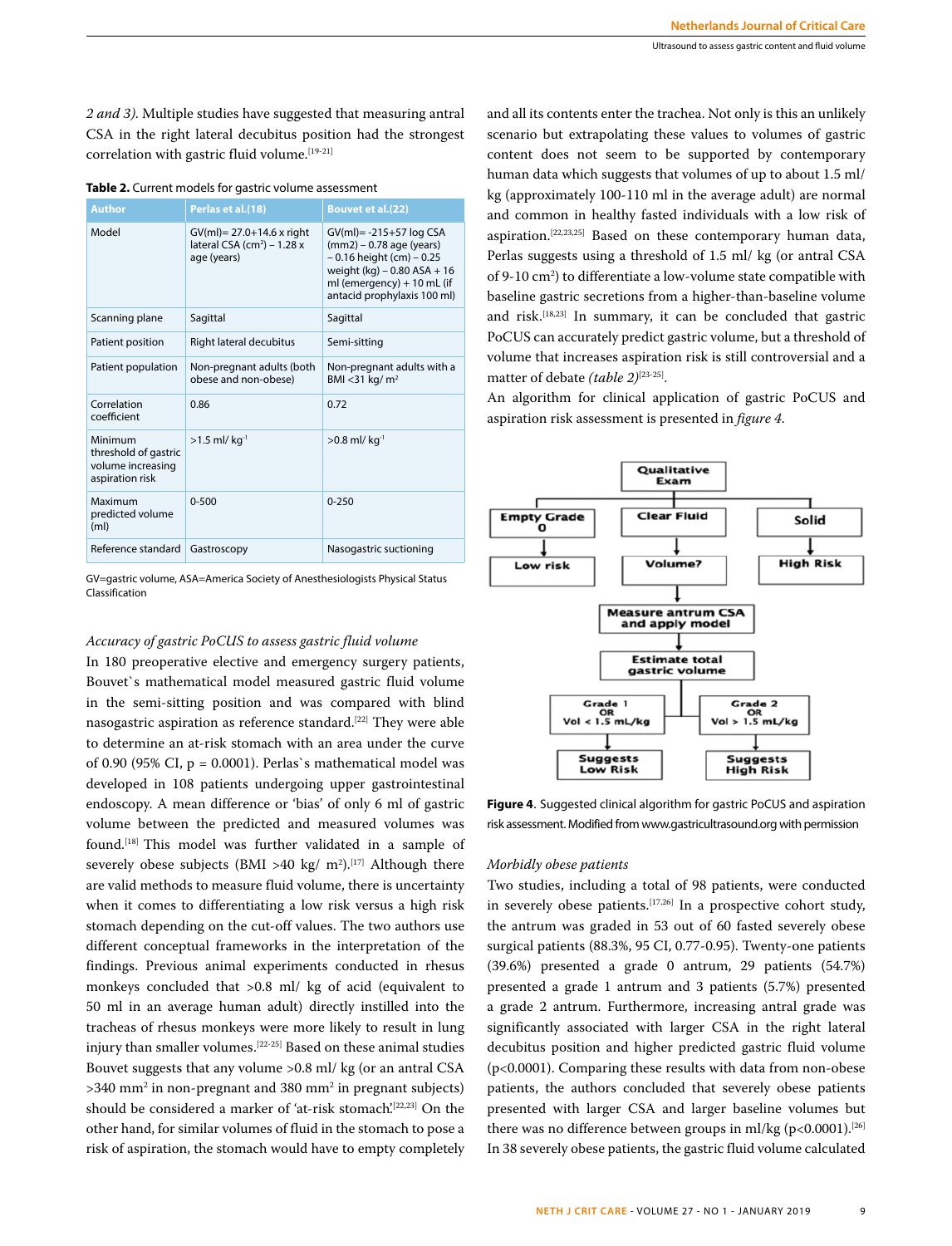*2 and 3).* Multiple studies have suggested that measuring antral CSA in the right lateral decubitus position had the strongest correlation with gastric fluid volume.[19-21]

**Table 2.** Current models for gastric volume assessment

| Author | Perlas et al.(18) | Bouvet et al.(22) |
|---|---|---|
| Model | GV(ml)= 27.0+14.6 x right lateral CSA ($cm^2$) – 1.28 x age (years) | GV(ml)= -215+57 log CSA (mm2) – 0.78 age (years) – 0.16 height (cm) – 0.25 weight (kg) – 0.80 ASA + 16 ml (emergency) + 10 mL (if antacid prophylaxis 100 ml) |
| Scanning plane | Sagittal | Sagittal |
| Patient position | Right lateral decubitus | Semi-sitting |
| Patient population | Non-pregnant adults (both obese and non-obese) | Non-pregnant adults with a BMI <31 kg/ $m^2$ |
| Correlation coefficient | 0.86 | 0.72 |
| Minimum threshold of gastric volume increasing aspiration risk | >1.5 ml/ $kg^{-1}$ | >0.8 ml/ $kg^{-1}$ |
| Maximum predicted volume (ml) | 0-500 | 0-250 |
| Reference standard | Gastroscopy | Nasogastric suctioning |

GV=gastric volume, ASA=America Society of Anesthesiologists Physical Status Classification

*Accuracy of gastric PoCUS to assess gastric fluid volume*

In 180 preoperative elective and emergency surgery patients, Bouvet`s mathematical model measured gastric fluid volume in the semi-sitting position and was compared with blind nasogastric aspiration as reference standard.[22] They were able to determine an at-risk stomach with an area under the curve of 0.90 (95% CI, p = 0.0001). Perlas`s mathematical model was developed in 108 patients undergoing upper gastrointestinal endoscopy. A mean difference or 'bias' of only 6 ml of gastric volume between the predicted and measured volumes was found.[18] This model was further validated in a sample of severely obese subjects (BMI >40 kg/ $m^2$).[17] Although there are valid methods to measure fluid volume, there is uncertainty when it comes to differentiating a low risk versus a high risk stomach depending on the cut-off values. The two authors use different conceptual frameworks in the interpretation of the findings. Previous animal experiments conducted in rhesus monkeys concluded that >0.8 ml/ kg of acid (equivalent to 50 ml in an average human adult) directly instilled into the tracheas of rhesus monkeys were more likely to result in lung injury than smaller volumes.[22-25] Based on these animal studies Bouvet suggests that any volume >0.8 ml/ kg (or an antral CSA >340 $mm^2$ in non-pregnant and 380 $mm^2$ in pregnant subjects) should be considered a marker of 'at-risk stomach'.[22,23] On the other hand, for similar volumes of fluid in the stomach to pose a risk of aspiration, the stomach would have to empty completely and all its contents enter the trachea. Not only is this an unlikely scenario but extrapolating these values to volumes of gastric content does not seem to be supported by contemporary human data which suggests that volumes of up to about 1.5 ml/ kg (approximately 100-110 ml in the average adult) are normal and common in healthy fasted individuals with a low risk of aspiration.[22,23,25] Based on these contemporary human data, Perlas suggests using a threshold of 1.5 ml/ kg (or antral CSA of 9-10 $cm^2$) to differentiate a low-volume state compatible with baseline gastric secretions from a higher-than-baseline volume and risk.[18,23] In summary, it can be concluded that gastric PoCUS can accurately predict gastric volume, but a threshold of volume that increases aspiration risk is still controversial and a matter of debate *(table 2)*[23-25].

An algorithm for clinical application of gastric PoCUS and aspiration risk assessment is presented in *figure 4.*

**Figure 4.** Suggested clinical algorithm for gastric PoCUS and aspiration risk assessment. Modified from www.gastricultrasound.org with permission

*Morbidly obese patients*

Two studies, including a total of 98 patients, were conducted in severely obese patients.[17,26] In a prospective cohort study, the antrum was graded in 53 out of 60 fasted severely obese surgical patients (88.3%, 95 CI, 0.77-0.95). Twenty-one patients (39.6%) presented a grade 0 antrum, 29 patients (54.7%) presented a grade 1 antrum and 3 patients (5.7%) presented a grade 2 antrum. Furthermore, increasing antral grade was significantly associated with larger CSA in the right lateral decubitus position and higher predicted gastric fluid volume (p<0.0001). Comparing these results with data from non-obese patients, the authors concluded that severely obese patients presented with larger CSA and larger baseline volumes but there was no difference between groups in ml/kg (p<0.0001).[26] In 38 severely obese patients, the gastric fluid volume calculated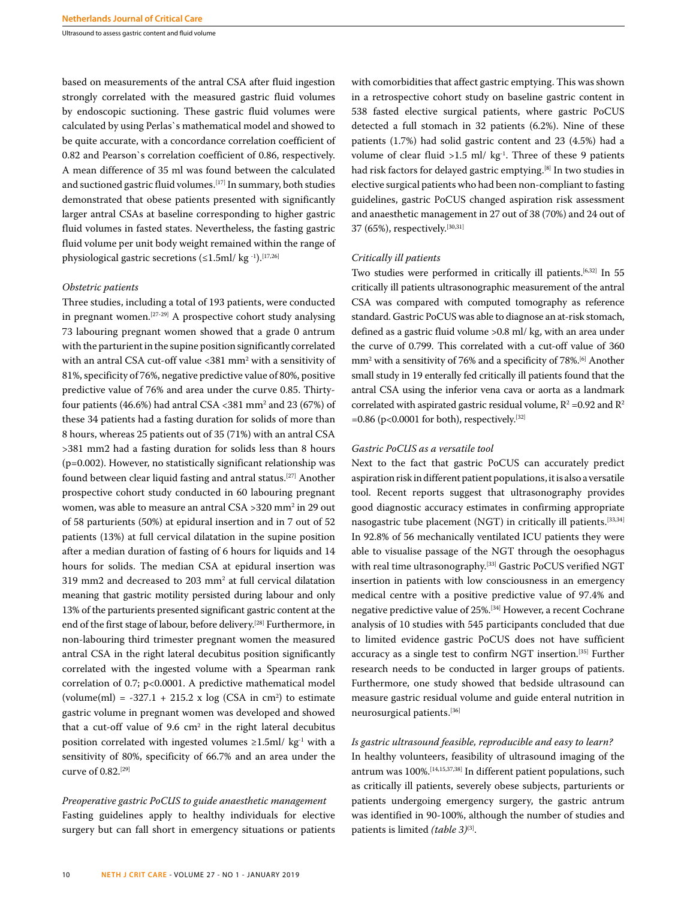based on measurements of the antral CSA after fluid ingestion strongly correlated with the measured gastric fluid volumes by endoscopic suctioning. These gastric fluid volumes were calculated by using Perlas`s mathematical model and showed to be quite accurate, with a concordance correlation coefficient of 0.82 and Pearson`s correlation coefficient of 0.86, respectively. A mean difference of 35 ml was found between the calculated and suctioned gastric fluid volumes.[17] In summary, both studies demonstrated that obese patients presented with significantly larger antral CSAs at baseline corresponding to higher gastric fluid volumes in fasted states. Nevertheless, the fasting gastric fluid volume per unit body weight remained within the range of physiological gastric secretions (≤1.5ml/ $kg^{-1}$).[17,26]

*Obstetric patients*

Three studies, including a total of 193 patients, were conducted in pregnant women.[27-29] A prospective cohort study analysing 73 labouring pregnant women showed that a grade 0 antrum with the parturient in the supine position significantly correlated with an antral CSA cut-off value <381 $mm^2$ with a sensitivity of 81%, specificity of 76%, negative predictive value of 80%, positive predictive value of 76% and area under the curve 0.85. Thirty-four patients (46.6%) had antral CSA <381 $mm^2$ and 23 (67%) of these 34 patients had a fasting duration for solids of more than 8 hours, whereas 25 patients out of 35 (71%) with an antral CSA >381 mm2 had a fasting duration for solids less than 8 hours (p=0.002). However, no statistically significant relationship was found between clear liquid fasting and antral status.[27] Another prospective cohort study conducted in 60 labouring pregnant women, was able to measure an antral CSA >320 $mm^2$ in 29 out of 58 parturients (50%) at epidural insertion and in 7 out of 52 patients (13%) at full cervical dilatation in the supine position after a median duration of fasting of 6 hours for liquids and 14 hours for solids. The median CSA at epidural insertion was 319 mm2 and decreased to 203 $mm^2$ at full cervical dilatation meaning that gastric motility persisted during labour and only 13% of the parturients presented significant gastric content at the end of the first stage of labour, before delivery.[28] Furthermore, in non-labouring third trimester pregnant women the measured antral CSA in the right lateral decubitus position significantly correlated with the ingested volume with a Spearman rank correlation of 0.7; p<0.0001. A predictive mathematical model (volume(ml) = -327.1 + 215.2 x log (CSA in $cm^2$) to estimate gastric volume in pregnant women was developed and showed that a cut-off value of 9.6 $cm^2$ in the right lateral decubitus position correlated with ingested volumes ≥1.5ml/ $kg^{-1}$ with a sensitivity of 80%, specificity of 66.7% and an area under the curve of 0.82.[29]

*Preoperative gastric PoCUS to guide anaesthetic management*

Fasting guidelines apply to healthy individuals for elective surgery but can fall short in emergency situations or patients with comorbidities that affect gastric emptying. This was shown in a retrospective cohort study on baseline gastric content in 538 fasted elective surgical patients, where gastric PoCUS detected a full stomach in 32 patients (6.2%). Nine of these patients (1.7%) had solid gastric content and 23 (4.5%) had a volume of clear fluid >1.5 ml/ $kg^{-1}$. Three of these 9 patients had risk factors for delayed gastric emptying.[8] In two studies in elective surgical patients who had been non-compliant to fasting guidelines, gastric PoCUS changed aspiration risk assessment and anaesthetic management in 27 out of 38 (70%) and 24 out of 37 (65%), respectively.[30,31]

*Critically ill patients*

Two studies were performed in critically ill patients.[6,32] In 55 critically ill patients ultrasonographic measurement of the antral CSA was compared with computed tomography as reference standard. Gastric PoCUS was able to diagnose an at-risk stomach, defined as a gastric fluid volume >0.8 ml/ kg, with an area under the curve of 0.799. This correlated with a cut-off value of 360 $mm^2$ with a sensitivity of 76% and a specificity of 78%.[6] Another small study in 19 enterally fed critically ill patients found that the antral CSA using the inferior vena cava or aorta as a landmark correlated with aspirated gastric residual volume, $R^2$ =0.92 and $R^2$ =0.86 (p<0.0001 for both), respectively.[32]

*Gastric PoCUS as a versatile tool*

Next to the fact that gastric PoCUS can accurately predict aspiration risk in different patient populations, it is also a versatile tool. Recent reports suggest that ultrasonography provides good diagnostic accuracy estimates in confirming appropriate nasogastric tube placement (NGT) in critically ill patients.[33,34] In 92.8% of 56 mechanically ventilated ICU patients they were able to visualise passage of the NGT through the oesophagus with real time ultrasonography.[33] Gastric PoCUS verified NGT insertion in patients with low consciousness in an emergency medical centre with a positive predictive value of 97.4% and negative predictive value of 25%.[34] However, a recent Cochrane analysis of 10 studies with 545 participants concluded that due to limited evidence gastric PoCUS does not have sufficient accuracy as a single test to confirm NGT insertion.[35] Further research needs to be conducted in larger groups of patients. Furthermore, one study showed that bedside ultrasound can measure gastric residual volume and guide enteral nutrition in neurosurgical patients.[36]

*Is gastric ultrasound feasible, reproducible and easy to learn?*

In healthy volunteers, feasibility of ultrasound imaging of the antrum was 100%.[14,15,37,38] In different patient populations, such as critically ill patients, severely obese subjects, parturients or patients undergoing emergency surgery, the gastric antrum was identified in 90-100%, although the number of studies and patients is limited *(table 3)*[3].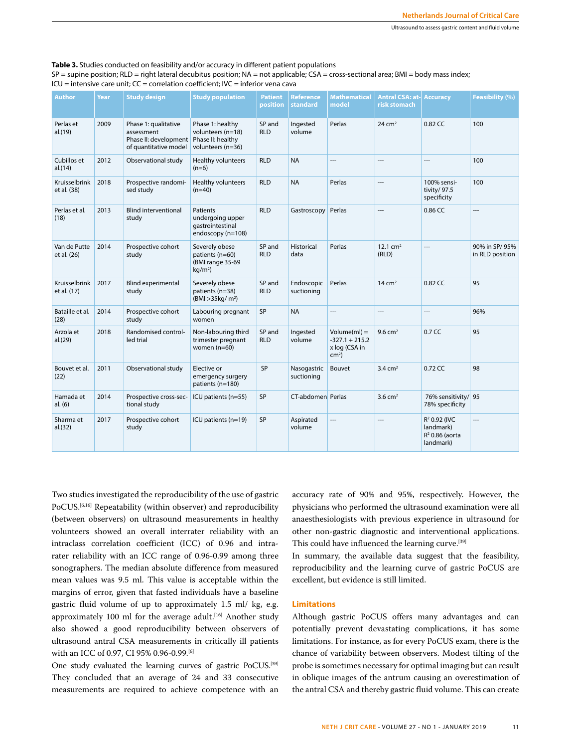**Table 3.** Studies conducted on feasibility and/or accuracy in different patient populations
SP = supine position; RLD = right lateral decubitus position; NA = not applicable; CSA = cross-sectional area; BMI = body mass index; ICU = intensive care unit; CC = correlation coefficient; IVC = inferior vena cava

| Author | Year | Study design | Study population | Patient position | Reference standard | Mathematical model | Antral CSA: at-risk stomach | Accuracy | Feasibility (%) |
|---|---|---|---|---|---|---|---|---|---|
| Perlas et al.(19) | 2009 | Phase 1: qualitative assessment Phase II: development of quantitative model | Phase 1: healthy volunteers (n=18) Phase II: healthy volunteers (n=36) | SP and RLD | Ingested volume | Perlas | 24 cm² | 0.82 CC | 100 |
| Cubillos et al.(14) | 2012 | Observational study | Healthy volunteers (n=6) | RLD | NA | --- | --- | --- | 100 |
| Kruisselbrink et al. (38) | 2018 | Prospective randomised study | Healthy volunteers (n=40) | RLD | NA | Perlas | --- | 100% sensitivity/ 97.5 specificity | 100 |
| Perlas et al. (18) | 2013 | Blind interventional study | Patients undergoing upper gastrointestinal endoscopy (n=108) | RLD | Gastroscopy | Perlas | --- | 0.86 CC | --- |
| Van de Putte et al. (26) | 2014 | Prospective cohort study | Severely obese patients (n=60) (BMI range 35-69 kg/m²) | SP and RLD | Historical data | Perlas | 12.1 cm² (RLD) | --- | 90% in SP/ 95% in RLD position |
| Kruisselbrink et al. (17) | 2017 | Blind experimental study | Severely obese patients (n=38) (BMI >35kg/ m²) | SP and RLD | Endoscopic suctioning | Perlas | 14 cm² | 0.82 CC | 95 |
| Bataille et al. (28) | 2014 | Prospective cohort study | Labouring pregnant women | SP | NA | --- | --- | --- | 96% |
| Arzola et al.(29) | 2018 | Randomised controlled trial | Non-labouring third trimester pregnant women (n=60) | SP and RLD | Ingested volume | Volume(ml) = -327.1 + 215.2 x log (CSA in cm²) | 9.6 cm² | 0.7 CC | 95 |
| Bouvet et al. (22) | 2011 | Observational study | Elective or emergency surgery patients (n=180) | SP | Nasogastric suctioning | Bouvet | 3.4 cm² | 0.72 CC | 98 |
| Hamada et al. (6) | 2014 | Prospective cross-sectional study | ICU patients (n=55) | SP | CT-abdomen | Perlas | 3.6 cm² | 76% sensitivity/ 78% specificity | 95 |
| Sharma et al.(32) | 2017 | Prospective cohort study | ICU patients (n=19) | SP | Aspirated volume | --- | --- | $R^2$ 0.92 (IVC landmark) $R^2$ 0.86 (aorta landmark) | --- |

Two studies investigated the reproducibility of the use of gastric PoCUS.[6,16] Repeatability (within observer) and reproducibility (between observers) on ultrasound measurements in healthy volunteers showed an overall interrater reliability with an intraclass correlation coefficient (ICC) of 0.96 and intra-rater reliability with an ICC range of 0.96-0.99 among three sonographers. The median absolute difference from measured mean values was 9.5 ml. This value is acceptable within the margins of error, given that fasted individuals have a baseline gastric fluid volume of up to approximately 1.5 ml/ kg, e.g. approximately 100 ml for the average adult.[16] Another study also showed a good reproducibility between observers of ultrasound antral CSA measurements in critically ill patients with an ICC of 0.97, CI 95% 0.96-0.99.[6]

One study evaluated the learning curves of gastric PoCUS.[39] They concluded that an average of 24 and 33 consecutive measurements are required to achieve competence with an accuracy rate of 90% and 95%, respectively. However, the physicians who performed the ultrasound examination were all anaesthesiologists with previous experience in ultrasound for other non-gastric diagnostic and interventional applications. This could have influenced the learning curve.[39]

In summary, the available data suggest that the feasibility, reproducibility and the learning curve of gastric PoCUS are excellent, but evidence is still limited.

## Limitations

Although gastric PoCUS offers many advantages and can potentially prevent devastating complications, it has some limitations. For instance, as for every PoCUS exam, there is the chance of variability between observers. Modest tilting of the probe is sometimes necessary for optimal imaging but can result in oblique images of the antrum causing an overestimation of the antral CSA and thereby gastric fluid volume. This can create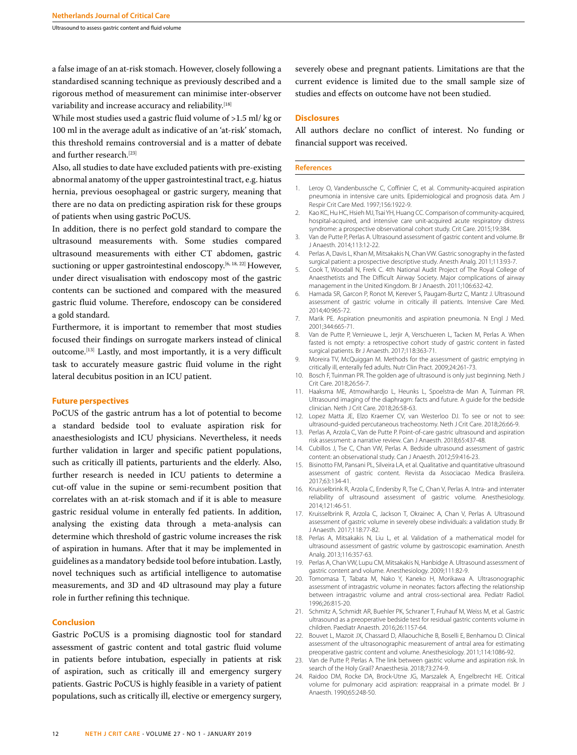a false image of an at-risk stomach. However, closely following a standardised scanning technique as previously described and a rigorous method of measurement can minimise inter-observer variability and increase accuracy and reliability.[18]

While most studies used a gastric fluid volume of >1.5 ml/ kg or 100 ml in the average adult as indicative of an 'at-risk' stomach, this threshold remains controversial and is a matter of debate and further research.[23]

Also, all studies to date have excluded patients with pre-existing abnormal anatomy of the upper gastrointestinal tract, e.g. hiatus hernia, previous oesophageal or gastric surgery, meaning that there are no data on predicting aspiration risk for these groups of patients when using gastric PoCUS.

In addition, there is no perfect gold standard to compare the ultrasound measurements with. Some studies compared ultrasound measurements with either CT abdomen, gastric suctioning or upper gastrointestinal endoscopy.[6, 18, 22] However, under direct visualisation with endoscopy most of the gastric contents can be suctioned and compared with the measured gastric fluid volume. Therefore, endoscopy can be considered a gold standard.

Furthermore, it is important to remember that most studies focused their findings on surrogate markers instead of clinical outcome.[13] Lastly, and most importantly, it is a very difficult task to accurately measure gastric fluid volume in the right lateral decubitus position in an ICU patient.

## Future perspectives

PoCUS of the gastric antrum has a lot of potential to become a standard bedside tool to evaluate aspiration risk for anaesthesiologists and ICU physicians. Nevertheless, it needs further validation in larger and specific patient populations, such as critically ill patients, parturients and the elderly. Also, further research is needed in ICU patients to determine a cut-off value in the supine or semi-recumbent position that correlates with an at-risk stomach and if it is able to measure gastric residual volume in enterally fed patients. In addition, analysing the existing data through a meta-analysis can determine which threshold of gastric volume increases the risk of aspiration in humans. After that it may be implemented in guidelines as a mandatory bedside tool before intubation. Lastly, novel techniques such as artificial intelligence to automatise measurements, and 3D and 4D ultrasound may play a future role in further refining this technique.

## Conclusion

Gastric PoCUS is a promising diagnostic tool for standard assessment of gastric content and total gastric fluid volume in patients before intubation, especially in patients at risk of aspiration, such as critically ill and emergency surgery patients. Gastric PoCUS is highly feasible in a variety of patient populations, such as critically ill, elective or emergency surgery, severely obese and pregnant patients. Limitations are that the current evidence is limited due to the small sample size of studies and effects on outcome have not been studied.

## Disclosures

All authors declare no conflict of interest. No funding or financial support was received.

## References

1. Leroy O, Vandenbussche C, Coffinier C, et al. Community-acquired aspiration pneumonia in intensive care units. Epidemiological and prognosis data. Am J Respir Crit Care Med. 1997;156:1922-9.
2. Kao KC, Hu HC, Hsieh MJ, Tsai YH, Huang CC. Comparison of community-acquired, hospital-acquired, and intensive care unit-acquired acute respiratory distress syndrome: a prospective observational cohort study. Crit Care. 2015;19:384.
3. Van de Putte P, Perlas A. Ultrasound assessment of gastric content and volume. Br J Anaesth. 2014;113:12-22.
4. Perlas A, Davis L, Khan M, Mitsakakis N, Chan VW. Gastric sonography in the fasted surgical patient: a prospective descriptive study. Anesth Analg. 2011;113:93-7.
5. Cook T, Woodall N, Frerk C. 4th National Audit Project of The Royal College of Anaesthetists and The Difficult Airway Society. Major complications of airway management in the United Kingdom. Br J Anaesth. 2011;106:632-42.
6. Hamada SR, Garcon P, Ronot M, Kerever S, Paugam-Burtz C, Mantz J. Ultrasound assessment of gastric volume in critically ill patients. Intensive Care Med. 2014;40:965-72.
7. Marik PE. Aspiration pneumonitis and aspiration pneumonia. N Engl J Med. 2001;344:665-71.
8. Van de Putte P, Vernieuwe L, Jerjir A, Verschueren L, Tacken M, Perlas A. When fasted is not empty: a retrospective cohort study of gastric content in fasted surgical patients. Br J Anaesth. 2017;118:363-71.
9. Moreira TV, McQuiggan M. Methods for the assessment of gastric emptying in critically ill, enterally fed adults. Nutr Clin Pract. 2009;24:261-73.
10. Bosch F, Tuinman PR. The golden age of ultrasound is only just beginning. Neth J Crit Care. 2018;26:56-7.
11. Haaksma ME, Atmowihardjo L, Heunks L, Spoelstra-de Man A, Tuinman PR. Ultrasound imaging of the diaphragm: facts and future. A guide for the bedside clinician. Neth J Crit Care. 2018;26:58-63.
12. Lopez Matta JE, Elzo Kraemer CV, van Westerloo DJ. To see or not to see: ultrasound-guided percutaneous tracheostomy. Neth J Crit Care. 2018;26:66-9.
13. Perlas A, Arzola C, Van de Putte P. Point-of-care gastric ultrasound and aspiration risk assessment: a narrative review. Can J Anaesth. 2018;65:437-48.
14. Cubillos J, Tse C, Chan VW, Perlas A. Bedside ultrasound assessment of gastric content: an observational study. Can J Anaesth. 2012;59:416-23.
15. Bisinotto FM, Pansani PL, Silveira LA, et al. Qualitative and quantitative ultrasound assessment of gastric content. Revista da Associacao Medica Brasileira. 2017;63:134-41.
16. Kruisselbrink R, Arzola C, Endersby R, Tse C, Chan V, Perlas A. Intra- and interrater reliability of ultrasound assessment of gastric volume. Anesthesiology. 2014;121:46-51.
17. Kruisselbrink R, Arzola C, Jackson T, Okrainec A, Chan V, Perlas A. Ultrasound assessment of gastric volume in severely obese individuals: a validation study. Br J Anaesth. 2017;118:77-82.
18. Perlas A, Mitsakakis N, Liu L, et al. Validation of a mathematical model for ultrasound assessment of gastric volume by gastroscopic examination. Anesth Analg. 2013;116:357-63.
19. Perlas A, Chan VW, Lupu CM, Mitsakakis N, Hanbidge A. Ultrasound assessment of gastric content and volume. Anesthesiology. 2009;111:82-9.
20. Tomomasa T, Tabata M, Nako Y, Kaneko H, Morikawa A. Ultrasonographic assessment of intragastric volume in neonates: factors affecting the relationship between intragastric volume and antral cross-sectional area. Pediatr Radiol. 1996;26:815-20.
21. Schmitz A, Schmidt AR, Buehler PK, Schraner T, Fruhauf M, Weiss M, et al. Gastric ultrasound as a preoperative bedside test for residual gastric contents volume in children. Paediatr Anaesth. 2016;26:1157-64.
22. Bouvet L, Mazoit JX, Chassard D, Allaouchiche B, Boselli E, Benhamou D. Clinical assessment of the ultrasonographic measurement of antral area for estimating preoperative gastric content and volume. Anesthesiology. 2011;114:1086-92.
23. Van de Putte P, Perlas A. The link between gastric volume and aspiration risk. In search of the Holy Grail? Anaesthesia. 2018;73:274-9.
24. Raidoo DM, Rocke DA, Brock-Utne JG, Marszalek A, Engelbrecht HE. Critical volume for pulmonary acid aspiration: reappraisal in a primate model. Br J Anaesth. 1990;65:248-50.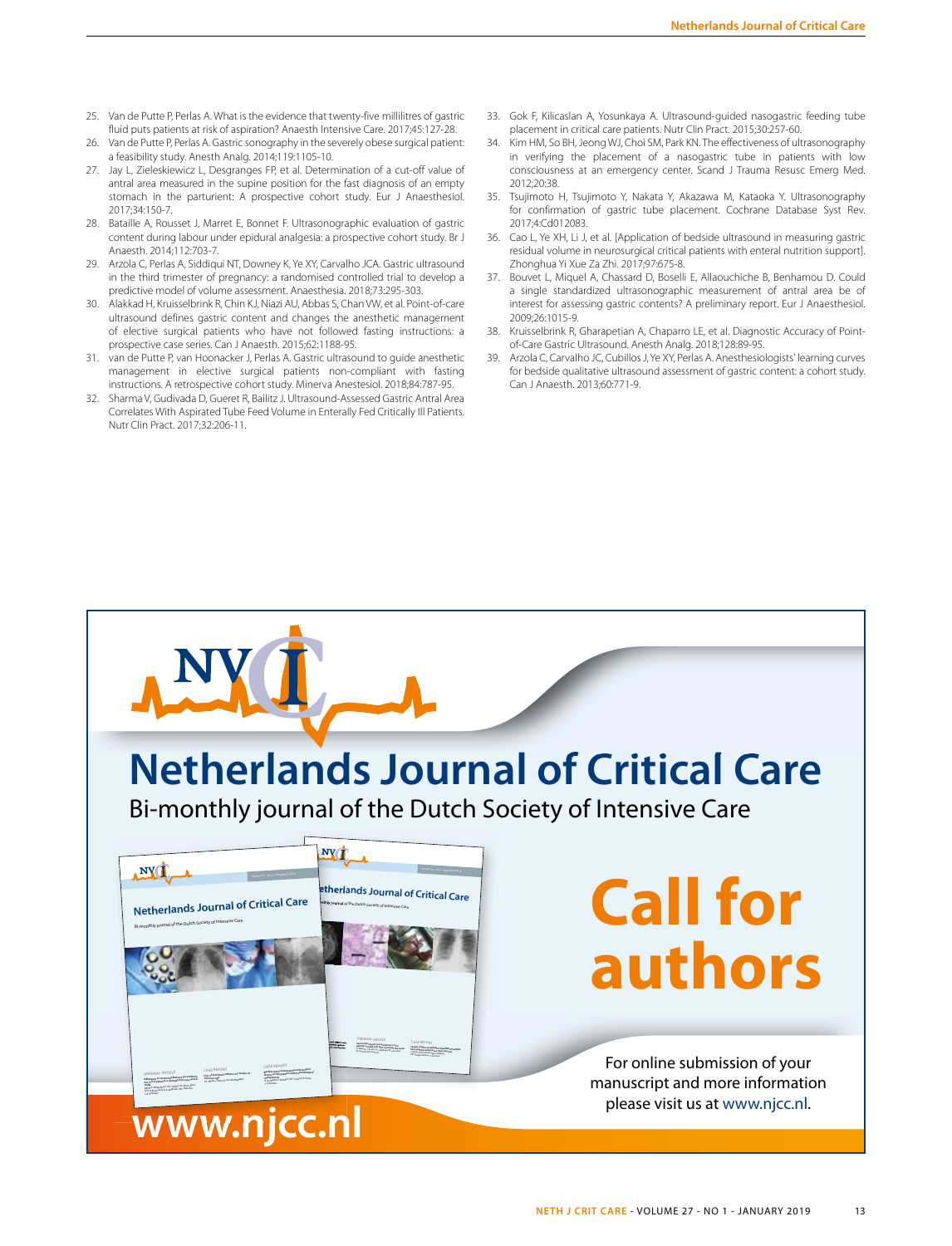25. Van de Putte P, Perlas A. What is the evidence that twenty-five millilitres of gastric fluid puts patients at risk of aspiration? Anaesth Intensive Care. 2017;45:127-28.
26. Van de Putte P, Perlas A. Gastric sonography in the severely obese surgical patient: a feasibility study. Anesth Analg. 2014;119:1105-10.
27. Jay L, Zieleskiewicz L, Desgranges FP, et al. Determination of a cut-off value of antral area measured in the supine position for the fast diagnosis of an empty stomach in the parturient: A prospective cohort study. Eur J Anaesthesiol. 2017;34:150-7.
28. Bataille A, Rousset J, Marret E, Bonnet F. Ultrasonographic evaluation of gastric content during labour under epidural analgesia: a prospective cohort study. Br J Anaesth. 2014;112:703-7.
29. Arzola C, Perlas A, Siddiqui NT, Downey K, Ye XY, Carvalho JCA. Gastric ultrasound in the third trimester of pregnancy: a randomised controlled trial to develop a predictive model of volume assessment. Anaesthesia. 2018;73:295-303.
30. Alakkad H, Kruisselbrink R, Chin KJ, Niazi AU, Abbas S, Chan VW, et al. Point-of-care ultrasound defines gastric content and changes the anesthetic management of elective surgical patients who have not followed fasting instructions: a prospective case series. Can J Anaesth. 2015;62:1188-95.
31. van de Putte P, van Hoonacker J, Perlas A. Gastric ultrasound to guide anesthetic management in elective surgical patients non-compliant with fasting instructions. A retrospective cohort study. Minerva Anestesiol. 2018;84:787-95.
32. Sharma V, Gudivada D, Gueret R, Bailitz J. Ultrasound-Assessed Gastric Antral Area Correlates With Aspirated Tube Feed Volume in Enterally Fed Critically Ill Patients. Nutr Clin Pract. 2017;32:206-11.
33. Gok F, Kilicaslan A, Yosunkaya A. Ultrasound-guided nasogastric feeding tube placement in critical care patients. Nutr Clin Pract. 2015;30:257-60.
34. Kim HM, So BH, Jeong WJ, Choi SM, Park KN. The effectiveness of ultrasonography in verifying the placement of a nasogastric tube in patients with low consciousness at an emergency center. Scand J Trauma Resusc Emerg Med. 2012;20:38.
35. Tsujimoto H, Tsujimoto Y, Nakata Y, Akazawa M, Kataoka Y. Ultrasonography for confirmation of gastric tube placement. Cochrane Database Syst Rev. 2017;4:Cd012083.
36. Cao L, Ye XH, Li J, et al. [Application of bedside ultrasound in measuring gastric residual volume in neurosurgical critical patients with enteral nutrition support]. Zhonghua Yi Xue Za Zhi. 2017;97:675-8.
37. Bouvet L, Miquel A, Chassard D, Boselli E, Allaouchiche B, Benhamou D. Could a single standardized ultrasonographic measurement of antral area be of interest for assessing gastric contents? A preliminary report. Eur J Anaesthesiol. 2009;26:1015-9.
38. Kruisselbrink R, Gharapetian A, Chaparro LE, et al. Diagnostic Accuracy of Point-of-Care Gastric Ultrasound. Anesth Analg. 2018;128:89-95.
39. Arzola C, Carvalho JC, Cubillos J, Ye XY, Perlas A. Anesthesiologists' learning curves for bedside qualitative ultrasound assessment of gastric content: a cohort study. Can J Anaesth. 2013;60:771-9.

NVIC

# Netherlands Journal of Critical Care

Bi-monthly journal of the Dutch Society of Intensive Care

## Call for authors

For online submission of your manuscript and more information please visit us at www.njcc.nl.

www.njcc.nl